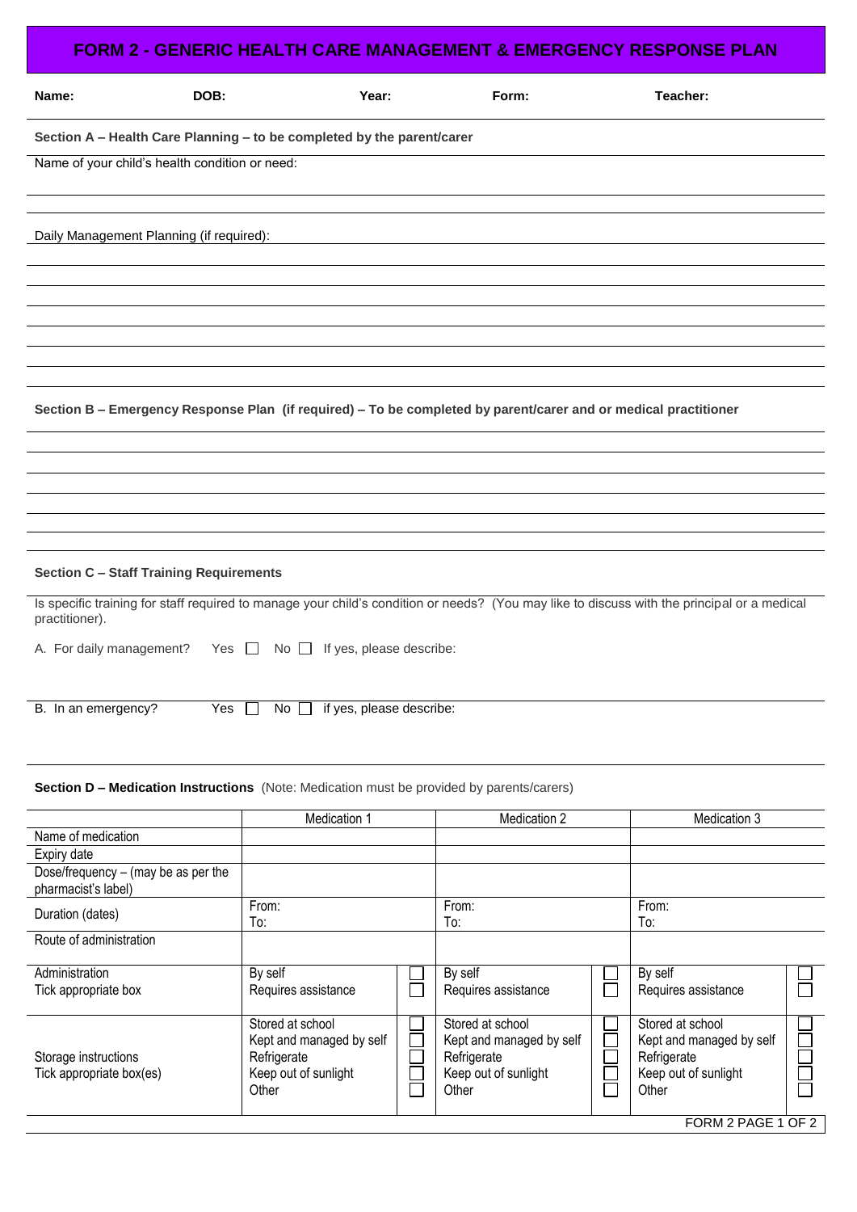# FORM 2 - GENERIC HEALTH CARE MANAGEMENT & EMERGENCY RESPONSE PLAN

**Name:** **DOB:** **Year:** **Form:** **Teacher:**

**Section A – Health Care Planning – to be completed by the parent/carer**

Name of your child's health condition or need:

Daily Management Planning (if required):

**Section B – Emergency Response Plan (if required) – To be completed by parent/carer and or medical practitioner**

**Section C – Staff Training Requirements**

Is specific training for staff required to manage your child's condition or needs? (You may like to discuss with the principal or a medical practitioner).

A. For daily management? Yes ☐ No ☐ If yes, please describe:

B. In an emergency? Yes ☐ No ☐ if yes, please describe:

**Section D – Medication Instructions** (Note: Medication must be provided by parents/carers)

| | Medication 1 | | Medication 2 | | Medication 3 | |
|---|---|---|---|---|---|---|
| Name of medication | | | | | | |
| Expiry date | | | | | | |
| Dose/frequency – (may be as per the pharmacist's label) | | | | | | |
| Duration (dates) | From:<br>To: | | From:<br>To: | | From:<br>To: | |
| Route of administration | | | | | | |
| Administration<br>Tick appropriate box | By self<br>Requires assistance | ☐<br>☐ | By self<br>Requires assistance | ☐<br>☐ | By self<br>Requires assistance | ☐<br>☐ |
| Storage instructions<br>Tick appropriate box(es) | Stored at school<br>Kept and managed by self<br>Refrigerate<br>Keep out of sunlight<br>Other | ☐<br>☐<br>☐<br>☐<br>☐ | Stored at school<br>Kept and managed by self<br>Refrigerate<br>Keep out of sunlight<br>Other | ☐<br>☐<br>☐<br>☐<br>☐ | Stored at school<br>Kept and managed by self<br>Refrigerate<br>Keep out of sunlight<br>Other | ☐<br>☐<br>☐<br>☐<br>☐ |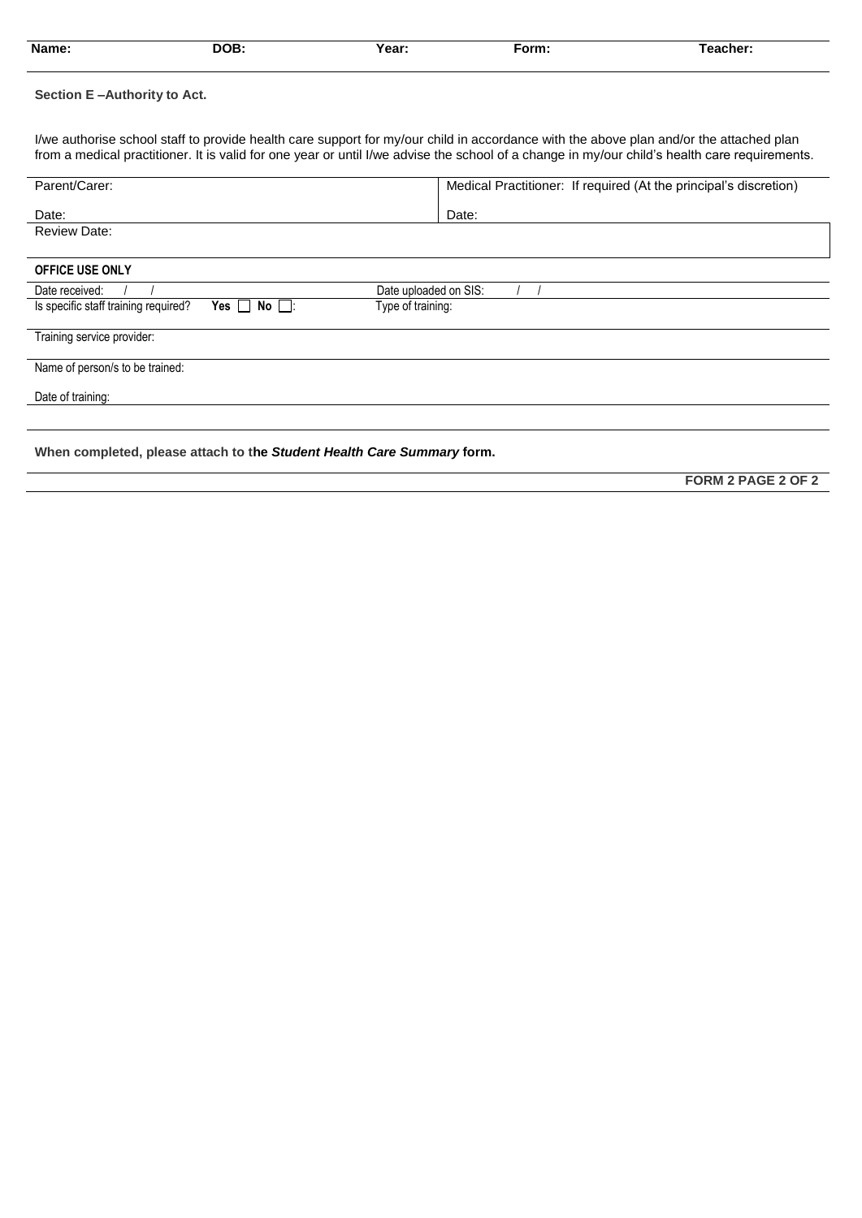| Name: | DOB: | Year: | Form: | Teacher: |
|---|---|---|---|---|

**Section E –Authority to Act.**

I/we authorise school staff to provide health care support for my/our child in accordance with the above plan and/or the attached plan from a medical practitioner. It is valid for one year or until I/we advise the school of a change in my/our child's health care requirements.

| | |
|---|---|
| Parent/Carer: | Medical Practitioner: If required (At the principal's discretion) |
| Date: | Date: |
| Review Date: | |

**OFFICE USE ONLY**

| | |
|---|---|
| Date received: / / | Date uploaded on SIS: / / |
| Is specific staff training required? **Yes** ☐ **No** ☐: | Type of training: |
| Training service provider: | |
| Name of person/s to be trained: | |
| Date of training: | |

**When completed, please attach to the *Student Health Care Summary* form.**

**FORM 2**